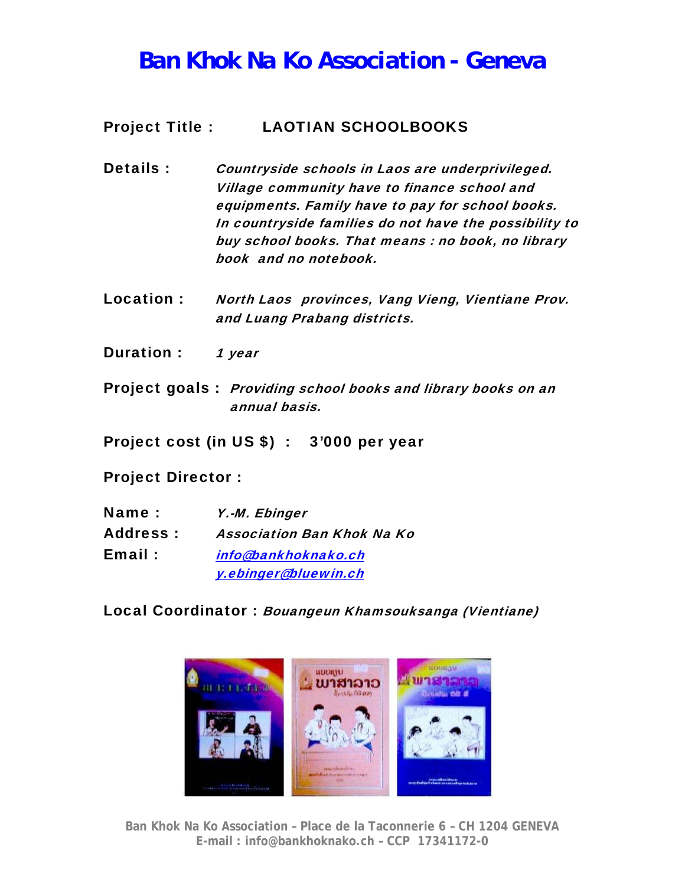# Ban Khok Na Ko Association - Geneva

**Project Title :** **LAOTIAN SCHOOLBOOKS**

**Details :** *Countryside schools in Laos are underprivileged. Village community have to finance school and equipments. Family have to pay for school books. In countryside families do not have the possibility to buy school books. That means : no book, no library book and no notebook.*

**Location :** *North Laos provinces, Vang Vieng, Vientiane Prov. and Luang Prabang districts.*

**Duration :** *1 year*

**Project goals :** *Providing school books and library books on an annual basis.*

**Project cost (in US $) : 3'000 per year**

**Project Director :**

**Name :** *Y.-M. Ebinger*
**Address :** *Association Ban Khok Na Ko*
**Email :** *info@bankhoknako.ch*
*y.ebinger@bluewin.ch*

**Local Coordinator :** *Bouangeun Khamsouksanga (Vientiane)*

Ban Khok Na Ko Association – Place de la Taconnerie 6 – CH 1204 GENEVA
E-mail : info@bankhoknako.ch – CCP 17341172-0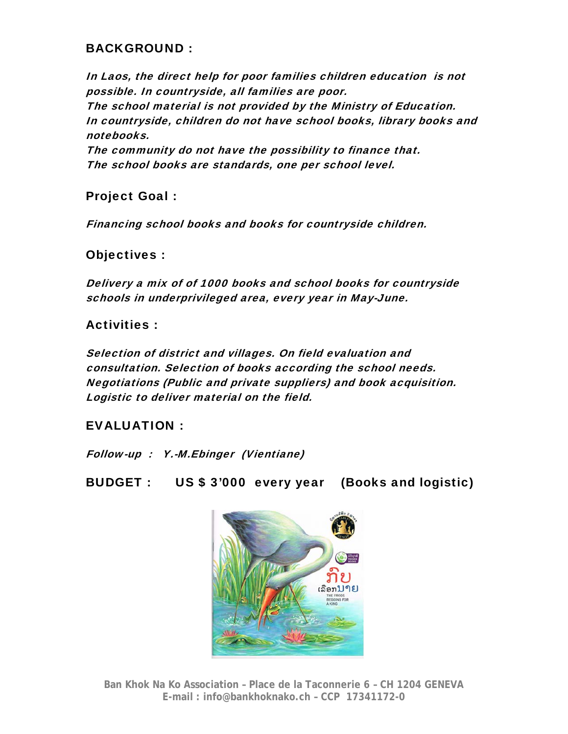## BACKGROUND :

*In Laos, the direct help for poor families children education is not possible. In countryside, all families are poor.*
*The school material is not provided by the Ministry of Education.*
*In countryside, children do not have school books, library books and notebooks.*
*The community do not have the possibility to finance that.*
*The school books are standards, one per school level.*

## Project Goal :

*Financing school books and books for countryside children.*

## Objectives :

*Delivery a mix of of 1000 books and school books for countryside schools in underprivileged area, every year in May-June.*

## Activities :

*Selection of district and villages. On field evaluation and consultation. Selection of books according the school needs. Negotiations (Public and private suppliers) and book acquisition. Logistic to deliver material on the field.*

## EVALUATION :

*Follow-up : Y.-M.Ebinger (Vientiane)*

**BUDGET : US $ 3'000 every year (Books and logistic)**

**Ban Khok Na Ko Association – Place de la Taconnerie 6 – CH 1204 GENEVA**
**E-mail : info@bankhoknako.ch – CCP 17341172-0**